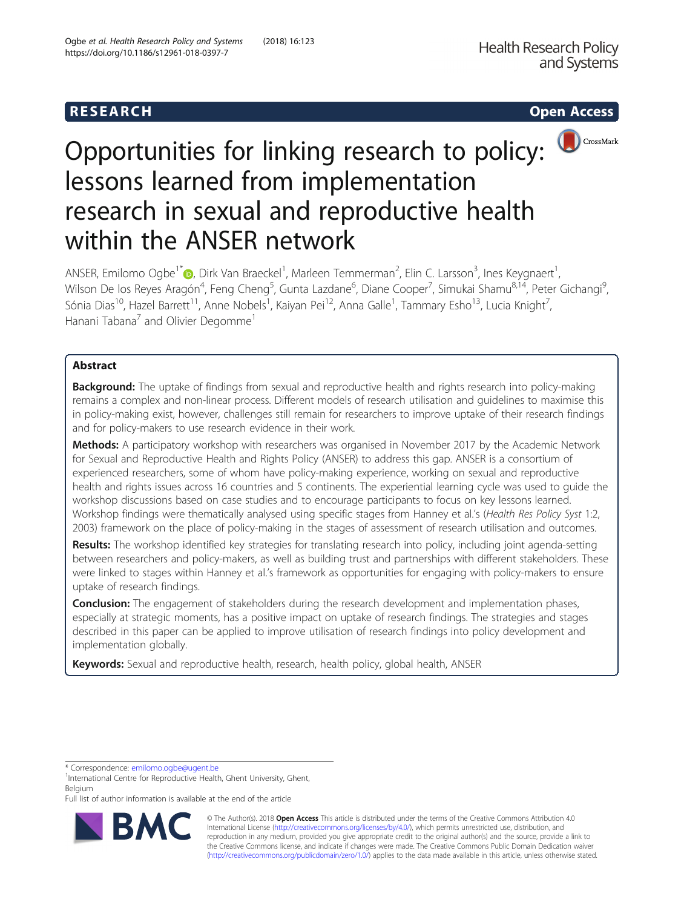RESEARCH

Open Access

# Opportunities for linking research to policy: lessons learned from implementation research in sexual and reproductive health within the ANSER network

ANSER, Emilomo Ogbe[1*], Dirk Van Braeckel[1], Marleen Temmerman[2], Elin C. Larsson[3], Ines Keygnaert[1], Wilson De los Reyes Aragón[4], Feng Cheng[5], Gunta Lazdane[6], Diane Cooper[7], Simukai Shamu[8,14], Peter Gichangi[9], Sónia Dias[10], Hazel Barrett[11], Anne Nobels[1], Kaiyan Pei[12], Anna Galle[1], Tammary Esho[13], Lucia Knight[7], Hanani Tabana[7] and Olivier Degomme[1]

## Abstract

**Background:** The uptake of findings from sexual and reproductive health and rights research into policy-making remains a complex and non-linear process. Different models of research utilisation and guidelines to maximise this in policy-making exist, however, challenges still remain for researchers to improve uptake of their research findings and for policy-makers to use research evidence in their work.

**Methods:** A participatory workshop with researchers was organised in November 2017 by the Academic Network for Sexual and Reproductive Health and Rights Policy (ANSER) to address this gap. ANSER is a consortium of experienced researchers, some of whom have policy-making experience, working on sexual and reproductive health and rights issues across 16 countries and 5 continents. The experiential learning cycle was used to guide the workshop discussions based on case studies and to encourage participants to focus on key lessons learned. Workshop findings were thematically analysed using specific stages from Hanney et al.'s (*Health Res Policy Syst* 1:2, 2003) framework on the place of policy-making in the stages of assessment of research utilisation and outcomes.

**Results:** The workshop identified key strategies for translating research into policy, including joint agenda-setting between researchers and policy-makers, as well as building trust and partnerships with different stakeholders. These were linked to stages within Hanney et al.'s framework as opportunities for engaging with policy-makers to ensure uptake of research findings.

**Conclusion:** The engagement of stakeholders during the research development and implementation phases, especially at strategic moments, has a positive impact on uptake of research findings. The strategies and stages described in this paper can be applied to improve utilisation of research findings into policy development and implementation globally.

**Keywords:** Sexual and reproductive health, research, health policy, global health, ANSER

* Correspondence: emilomo.ogbe@ugent.be
[1]International Centre for Reproductive Health, Ghent University, Ghent, Belgium
Full list of author information is available at the end of the article

© The Author(s). 2018 **Open Access** This article is distributed under the terms of the Creative Commons Attribution 4.0 International License (http://creativecommons.org/licenses/by/4.0/), which permits unrestricted use, distribution, and reproduction in any medium, provided you give appropriate credit to the original author(s) and the source, provide a link to the Creative Commons license, and indicate if changes were made. The Creative Commons Public Domain Dedication waiver (http://creativecommons.org/publicdomain/zero/1.0/) applies to the data made available in this article, unless otherwise stated.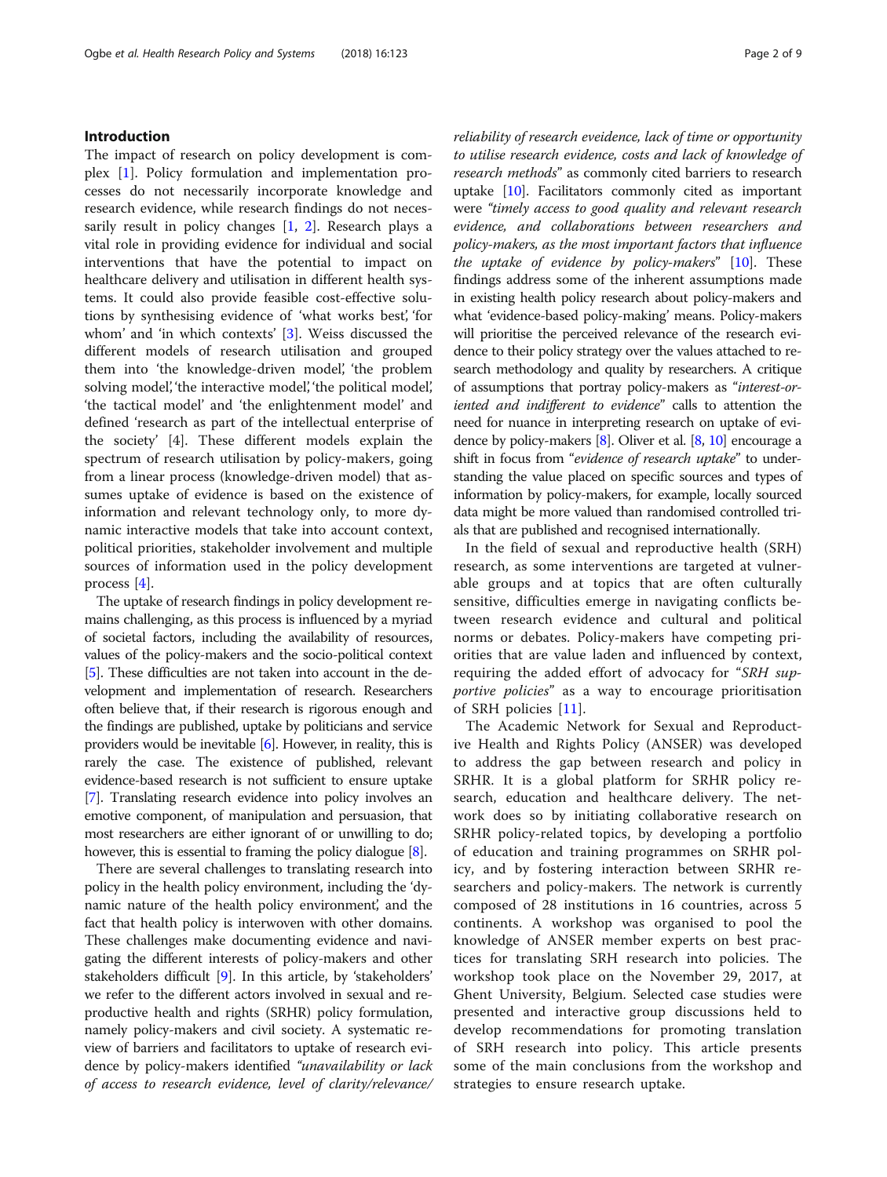## Introduction

The impact of research on policy development is complex [1]. Policy formulation and implementation processes do not necessarily incorporate knowledge and research evidence, while research findings do not necessarily result in policy changes [1, 2]. Research plays a vital role in providing evidence for individual and social interventions that have the potential to impact on healthcare delivery and utilisation in different health systems. It could also provide feasible cost-effective solutions by synthesising evidence of 'what works best', 'for whom' and 'in which contexts' [3]. Weiss discussed the different models of research utilisation and grouped them into 'the knowledge-driven model', 'the problem solving model', 'the interactive model', 'the political model', 'the tactical model' and 'the enlightenment model' and defined 'research as part of the intellectual enterprise of the society' [4]. These different models explain the spectrum of research utilisation by policy-makers, going from a linear process (knowledge-driven model) that assumes uptake of evidence is based on the existence of information and relevant technology only, to more dynamic interactive models that take into account context, political priorities, stakeholder involvement and multiple sources of information used in the policy development process [4].

The uptake of research findings in policy development remains challenging, as this process is influenced by a myriad of societal factors, including the availability of resources, values of the policy-makers and the socio-political context [5]. These difficulties are not taken into account in the development and implementation of research. Researchers often believe that, if their research is rigorous enough and the findings are published, uptake by politicians and service providers would be inevitable [6]. However, in reality, this is rarely the case. The existence of published, relevant evidence-based research is not sufficient to ensure uptake [7]. Translating research evidence into policy involves an emotive component, of manipulation and persuasion, that most researchers are either ignorant of or unwilling to do; however, this is essential to framing the policy dialogue [8].

There are several challenges to translating research into policy in the health policy environment, including the 'dynamic nature of the health policy environment', and the fact that health policy is interwoven with other domains. These challenges make documenting evidence and navigating the different interests of policy-makers and other stakeholders difficult [9]. In this article, by 'stakeholders' we refer to the different actors involved in sexual and reproductive health and rights (SRHR) policy formulation, namely policy-makers and civil society. A systematic review of barriers and facilitators to uptake of research evidence by policy-makers identified *"unavailability or lack of access to research evidence, level of clarity/relevance/reliability of research eveidence, lack of time or opportunity to utilise research evidence, costs and lack of knowledge of research methods"* as commonly cited barriers to research uptake [10]. Facilitators commonly cited as important were *"timely access to good quality and relevant research evidence, and collaborations between researchers and policy-makers, as the most important factors that influence the uptake of evidence by policy-makers"* [10]. These findings address some of the inherent assumptions made in existing health policy research about policy-makers and what 'evidence-based policy-making' means. Policy-makers will prioritise the perceived relevance of the research evidence to their policy strategy over the values attached to research methodology and quality by researchers. A critique of assumptions that portray policy-makers as *"interest-oriented and indifferent to evidence"* calls to attention the need for nuance in interpreting research on uptake of evidence by policy-makers [8]. Oliver et al. [8, 10] encourage a shift in focus from *"evidence of research uptake"* to understanding the value placed on specific sources and types of information by policy-makers, for example, locally sourced data might be more valued than randomised controlled trials that are published and recognised internationally.

In the field of sexual and reproductive health (SRH) research, as some interventions are targeted at vulnerable groups and at topics that are often culturally sensitive, difficulties emerge in navigating conflicts between research evidence and cultural and political norms or debates. Policy-makers have competing priorities that are value laden and influenced by context, requiring the added effort of advocacy for *"SRH supportive policies"* as a way to encourage prioritisation of SRH policies [11].

The Academic Network for Sexual and Reproductive Health and Rights Policy (ANSER) was developed to address the gap between research and policy in SRHR. It is a global platform for SRHR policy research, education and healthcare delivery. The network does so by initiating collaborative research on SRHR policy-related topics, by developing a portfolio of education and training programmes on SRHR policy, and by fostering interaction between SRHR researchers and policy-makers. The network is currently composed of 28 institutions in 16 countries, across 5 continents. A workshop was organised to pool the knowledge of ANSER member experts on best practices for translating SRH research into policies. The workshop took place on the November 29, 2017, at Ghent University, Belgium. Selected case studies were presented and interactive group discussions held to develop recommendations for promoting translation of SRH research into policy. This article presents some of the main conclusions from the workshop and strategies to ensure research uptake.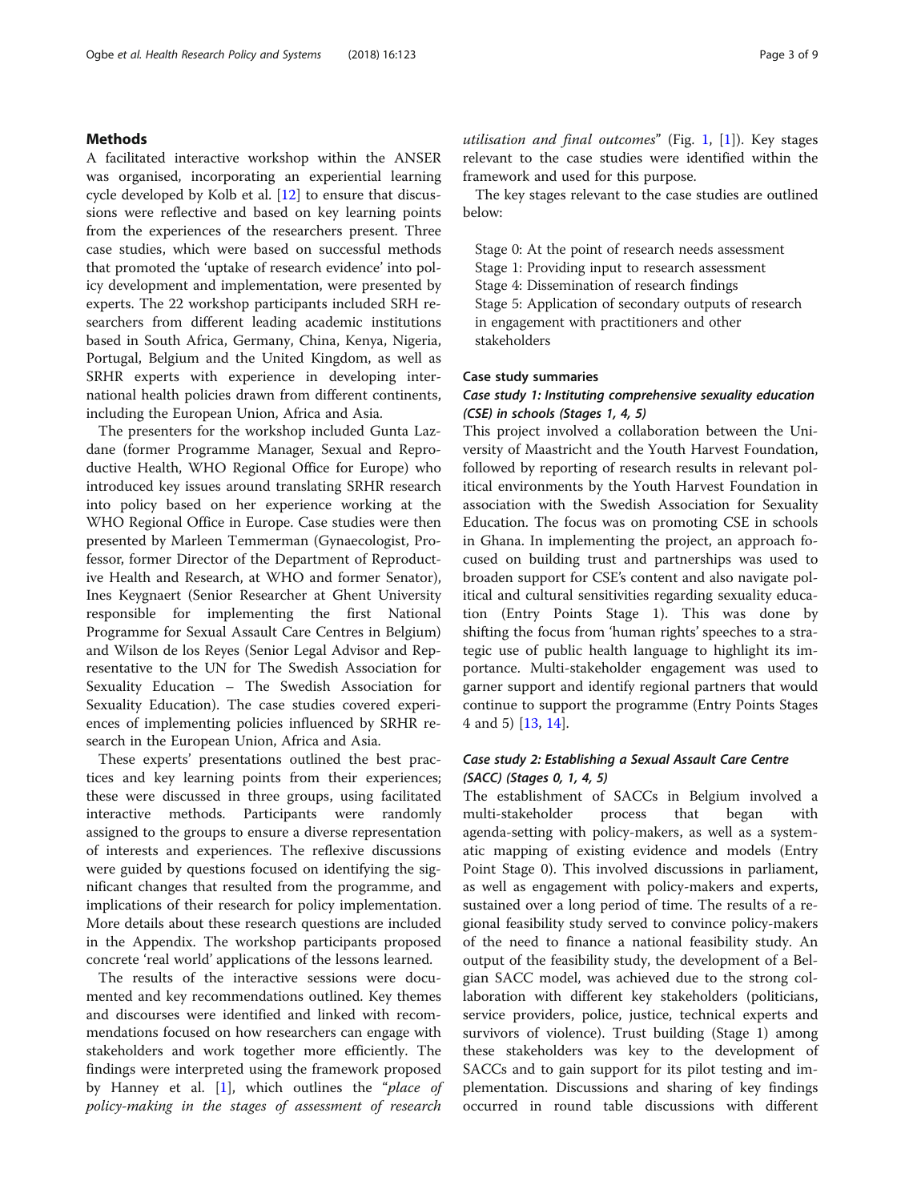## Methods

A facilitated interactive workshop within the ANSER was organised, incorporating an experiential learning cycle developed by Kolb et al. [12] to ensure that discussions were reflective and based on key learning points from the experiences of the researchers present. Three case studies, which were based on successful methods that promoted the 'uptake of research evidence' into policy development and implementation, were presented by experts. The 22 workshop participants included SRH researchers from different leading academic institutions based in South Africa, Germany, China, Kenya, Nigeria, Portugal, Belgium and the United Kingdom, as well as SRHR experts with experience in developing international health policies drawn from different continents, including the European Union, Africa and Asia.

The presenters for the workshop included Gunta Lazdane (former Programme Manager, Sexual and Reproductive Health, WHO Regional Office for Europe) who introduced key issues around translating SRHR research into policy based on her experience working at the WHO Regional Office in Europe. Case studies were then presented by Marleen Temmerman (Gynaecologist, Professor, former Director of the Department of Reproductive Health and Research, at WHO and former Senator), Ines Keygnaert (Senior Researcher at Ghent University responsible for implementing the first National Programme for Sexual Assault Care Centres in Belgium) and Wilson de los Reyes (Senior Legal Advisor and Representative to the UN for The Swedish Association for Sexuality Education – The Swedish Association for Sexuality Education). The case studies covered experiences of implementing policies influenced by SRHR research in the European Union, Africa and Asia.

These experts' presentations outlined the best practices and key learning points from their experiences; these were discussed in three groups, using facilitated interactive methods. Participants were randomly assigned to the groups to ensure a diverse representation of interests and experiences. The reflexive discussions were guided by questions focused on identifying the significant changes that resulted from the programme, and implications of their research for policy implementation. More details about these research questions are included in the Appendix. The workshop participants proposed concrete 'real world' applications of the lessons learned.

The results of the interactive sessions were documented and key recommendations outlined. Key themes and discourses were identified and linked with recommendations focused on how researchers can engage with stakeholders and work together more efficiently. The findings were interpreted using the framework proposed by Hanney et al. [1], which outlines the "*place of policy-making in the stages of assessment of research utilisation and final outcomes*" (Fig. 1, [1]). Key stages relevant to the case studies were identified within the framework and used for this purpose.

The key stages relevant to the case studies are outlined below:

Stage 0: At the point of research needs assessment
Stage 1: Providing input to research assessment
Stage 4: Dissemination of research findings
Stage 5: Application of secondary outputs of research in engagement with practitioners and other stakeholders

### Case study summaries

#### *Case study 1: Instituting comprehensive sexuality education (CSE) in schools (Stages 1, 4, 5)*

This project involved a collaboration between the University of Maastricht and the Youth Harvest Foundation, followed by reporting of research results in relevant political environments by the Youth Harvest Foundation in association with the Swedish Association for Sexuality Education. The focus was on promoting CSE in schools in Ghana. In implementing the project, an approach focused on building trust and partnerships was used to broaden support for CSE's content and also navigate political and cultural sensitivities regarding sexuality education (Entry Points Stage 1). This was done by shifting the focus from 'human rights' speeches to a strategic use of public health language to highlight its importance. Multi-stakeholder engagement was used to garner support and identify regional partners that would continue to support the programme (Entry Points Stages 4 and 5) [13, 14].

#### *Case study 2: Establishing a Sexual Assault Care Centre (SACC) (Stages 0, 1, 4, 5)*

The establishment of SACCs in Belgium involved a multi-stakeholder process that began with agenda-setting with policy-makers, as well as a systematic mapping of existing evidence and models (Entry Point Stage 0). This involved discussions in parliament, as well as engagement with policy-makers and experts, sustained over a long period of time. The results of a regional feasibility study served to convince policy-makers of the need to finance a national feasibility study. An output of the feasibility study, the development of a Belgian SACC model, was achieved due to the strong collaboration with different key stakeholders (politicians, service providers, police, justice, technical experts and survivors of violence). Trust building (Stage 1) among these stakeholders was key to the development of SACCs and to gain support for its pilot testing and implementation. Discussions and sharing of key findings occurred in round table discussions with different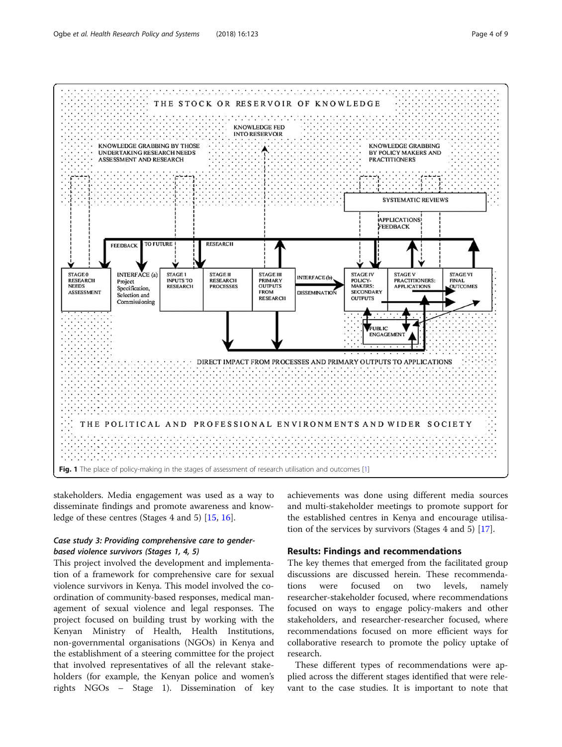Fig. 1 The place of policy-making in the stages of assessment of research utilisation and outcomes [1]

stakeholders. Media engagement was used as a way to disseminate findings and promote awareness and knowledge of these centres (Stages 4 and 5) [15, 16].

### Case study 3: Providing comprehensive care to gender-based violence survivors (Stages 1, 4, 5)

This project involved the development and implementation of a framework for comprehensive care for sexual violence survivors in Kenya. This model involved the coordination of community-based responses, medical management of sexual violence and legal responses. The project focused on building trust by working with the Kenyan Ministry of Health, Health Institutions, non-governmental organisations (NGOs) in Kenya and the establishment of a steering committee for the project that involved representatives of all the relevant stakeholders (for example, the Kenyan police and women's rights NGOs – Stage 1). Dissemination of key achievements was done using different media sources and multi-stakeholder meetings to promote support for the established centres in Kenya and encourage utilisation of the services by survivors (Stages 4 and 5) [17].

## Results: Findings and recommendations

The key themes that emerged from the facilitated group discussions are discussed herein. These recommendations were focused on two levels, namely researcher-stakeholder focused, where recommendations focused on ways to engage policy-makers and other stakeholders, and researcher-researcher focused, where recommendations focused on more efficient ways for collaborative research to promote the policy uptake of research.

These different types of recommendations were applied across the different stages identified that were relevant to the case studies. It is important to note that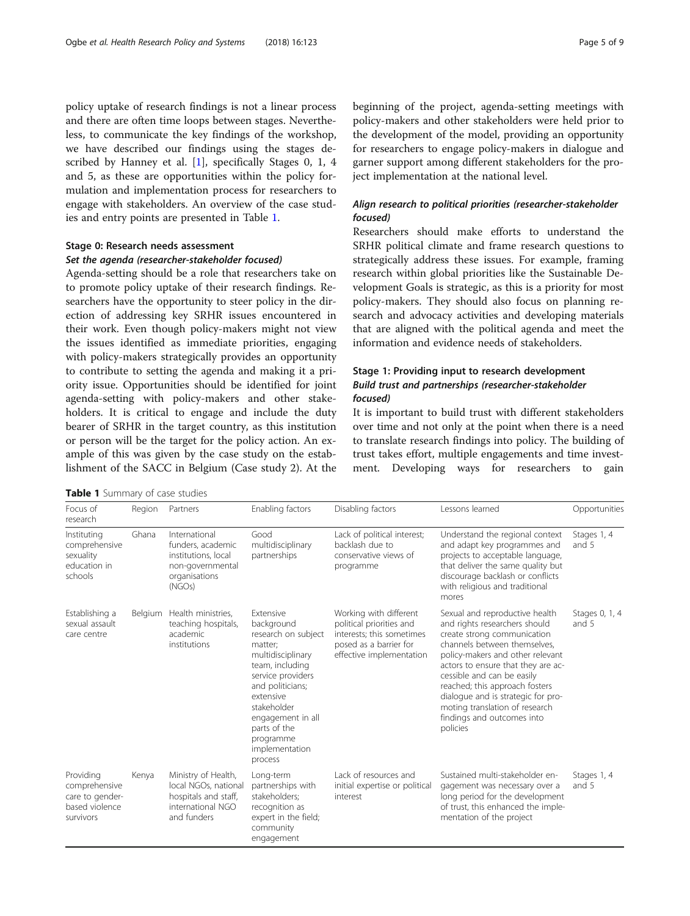policy uptake of research findings is not a linear process and there are often time loops between stages. Nevertheless, to communicate the key findings of the workshop, we have described our findings using the stages described by Hanney et al. [1], specifically Stages 0, 1, 4 and 5, as these are opportunities within the policy formulation and implementation process for researchers to engage with stakeholders. An overview of the case studies and entry points are presented in Table 1.

### Stage 0: Research needs assessment

#### *Set the agenda (researcher-stakeholder focused)*

Agenda-setting should be a role that researchers take on to promote policy uptake of their research findings. Researchers have the opportunity to steer policy in the direction of addressing key SRHR issues encountered in their work. Even though policy-makers might not view the issues identified as immediate priorities, engaging with policy-makers strategically provides an opportunity to contribute to setting the agenda and making it a priority issue. Opportunities should be identified for joint agenda-setting with policy-makers and other stakeholders. It is critical to engage and include the duty bearer of SRHR in the target country, as this institution or person will be the target for the policy action. An example of this was given by the case study on the establishment of the SACC in Belgium (Case study 2). At the beginning of the project, agenda-setting meetings with policy-makers and other stakeholders were held prior to the development of the model, providing an opportunity for researchers to engage policy-makers in dialogue and garner support among different stakeholders for the project implementation at the national level.

#### *Align research to political priorities (researcher-stakeholder focused)*

Researchers should make efforts to understand the SRHR political climate and frame research questions to strategically address these issues. For example, framing research within global priorities like the Sustainable Development Goals is strategic, as this is a priority for most policy-makers. They should also focus on planning research and advocacy activities and developing materials that are aligned with the political agenda and meet the information and evidence needs of stakeholders.

### Stage 1: Providing input to research development

#### *Build trust and partnerships (researcher-stakeholder focused)*

It is important to build trust with different stakeholders over time and not only at the point when there is a need to translate research findings into policy. The building of trust takes effort, multiple engagements and time investment. Developing ways for researchers to gain

**Table 1** Summary of case studies

| Focus of research | Region | Partners | Enabling factors | Disabling factors | Lessons learned | Opportunities |
|---|---|---|---|---|---|---|
| Instituting comprehensive sexuality education in schools | Ghana | International funders, academic institutions, local non-governmental organisations (NGOs) | Good multidisciplinary partnerships | Lack of political interest; backlash due to conservative views of programme | Understand the regional context and adapt key programmes and projects to acceptable language, that deliver the same quality but discourage backlash or conflicts with religious and traditional mores | Stages 1, 4 and 5 |
| Establishing a sexual assault care centre | Belgium | Health ministries, teaching hospitals, academic institutions | Extensive background research on subject matter; multidisciplinary team, including service providers and politicians; extensive stakeholder engagement in all parts of the programme implementation process | Working with different political priorities and interests; this sometimes posed as a barrier for effective implementation | Sexual and reproductive health and rights researchers should create strong communication channels between themselves, policy-makers and other relevant actors to ensure that they are accessible and can be easily reached; this approach fosters dialogue and is strategic for promoting translation of research findings and outcomes into policies | Stages 0, 1, 4 and 5 |
| Providing comprehensive care to gender-based violence survivors | Kenya | Ministry of Health, local NGOs, national hospitals and staff, international NGO and funders | Long-term partnerships with stakeholders; recognition as expert in the field; community engagement | Lack of resources and initial expertise or political interest | Sustained multi-stakeholder engagement was necessary over a long period for the development of trust, this enhanced the implementation of the project | Stages 1, 4 and 5 |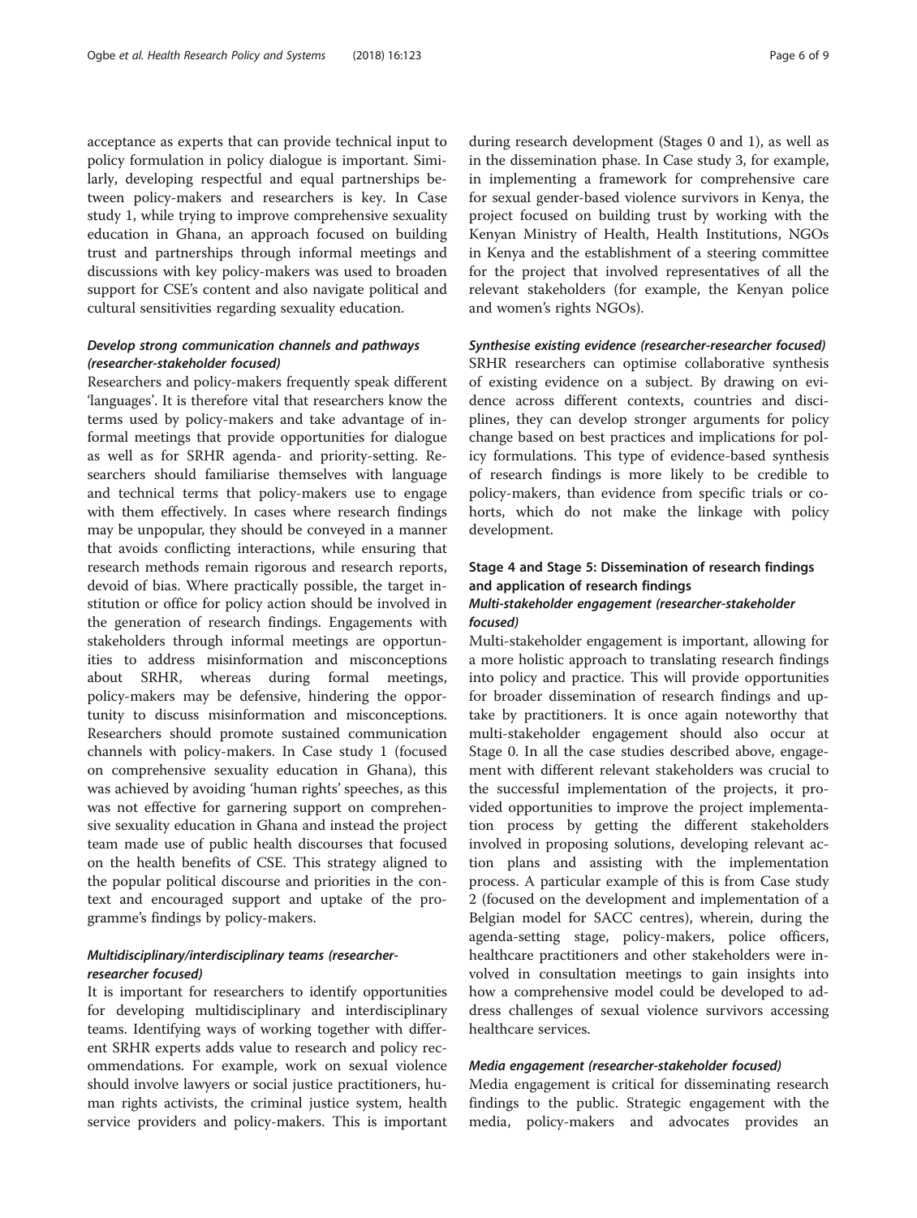acceptance as experts that can provide technical input to policy formulation in policy dialogue is important. Similarly, developing respectful and equal partnerships between policy-makers and researchers is key. In Case study 1, while trying to improve comprehensive sexuality education in Ghana, an approach focused on building trust and partnerships through informal meetings and discussions with key policy-makers was used to broaden support for CSE's content and also navigate political and cultural sensitivities regarding sexuality education.

#### *Develop strong communication channels and pathways (researcher-stakeholder focused)*

Researchers and policy-makers frequently speak different 'languages'. It is therefore vital that researchers know the terms used by policy-makers and take advantage of informal meetings that provide opportunities for dialogue as well as for SRHR agenda- and priority-setting. Researchers should familiarise themselves with language and technical terms that policy-makers use to engage with them effectively. In cases where research findings may be unpopular, they should be conveyed in a manner that avoids conflicting interactions, while ensuring that research methods remain rigorous and research reports, devoid of bias. Where practically possible, the target institution or office for policy action should be involved in the generation of research findings. Engagements with stakeholders through informal meetings are opportunities to address misinformation and misconceptions about SRHR, whereas during formal meetings, policy-makers may be defensive, hindering the opportunity to discuss misinformation and misconceptions. Researchers should promote sustained communication channels with policy-makers. In Case study 1 (focused on comprehensive sexuality education in Ghana), this was achieved by avoiding 'human rights' speeches, as this was not effective for garnering support on comprehensive sexuality education in Ghana and instead the project team made use of public health discourses that focused on the health benefits of CSE. This strategy aligned to the popular political discourse and priorities in the context and encouraged support and uptake of the programme's findings by policy-makers.

#### *Multidisciplinary/interdisciplinary teams (researcher-researcher focused)*

It is important for researchers to identify opportunities for developing multidisciplinary and interdisciplinary teams. Identifying ways of working together with different SRHR experts adds value to research and policy recommendations. For example, work on sexual violence should involve lawyers or social justice practitioners, human rights activists, the criminal justice system, health service providers and policy-makers. This is important during research development (Stages 0 and 1), as well as in the dissemination phase. In Case study 3, for example, in implementing a framework for comprehensive care for sexual gender-based violence survivors in Kenya, the project focused on building trust by working with the Kenyan Ministry of Health, Health Institutions, NGOs in Kenya and the establishment of a steering committee for the project that involved representatives of all the relevant stakeholders (for example, the Kenyan police and women's rights NGOs).

#### *Synthesise existing evidence (researcher-researcher focused)*

SRHR researchers can optimise collaborative synthesis of existing evidence on a subject. By drawing on evidence across different contexts, countries and disciplines, they can develop stronger arguments for policy change based on best practices and implications for policy formulations. This type of evidence-based synthesis of research findings is more likely to be credible to policy-makers, than evidence from specific trials or cohorts, which do not make the linkage with policy development.

### Stage 4 and Stage 5: Dissemination of research findings and application of research findings

#### *Multi-stakeholder engagement (researcher-stakeholder focused)*

Multi-stakeholder engagement is important, allowing for a more holistic approach to translating research findings into policy and practice. This will provide opportunities for broader dissemination of research findings and uptake by practitioners. It is once again noteworthy that multi-stakeholder engagement should also occur at Stage 0. In all the case studies described above, engagement with different relevant stakeholders was crucial to the successful implementation of the projects, it provided opportunities to improve the project implementation process by getting the different stakeholders involved in proposing solutions, developing relevant action plans and assisting with the implementation process. A particular example of this is from Case study 2 (focused on the development and implementation of a Belgian model for SACC centres), wherein, during the agenda-setting stage, policy-makers, police officers, healthcare practitioners and other stakeholders were involved in consultation meetings to gain insights into how a comprehensive model could be developed to address challenges of sexual violence survivors accessing healthcare services.

#### *Media engagement (researcher-stakeholder focused)*

Media engagement is critical for disseminating research findings to the public. Strategic engagement with the media, policy-makers and advocates provides an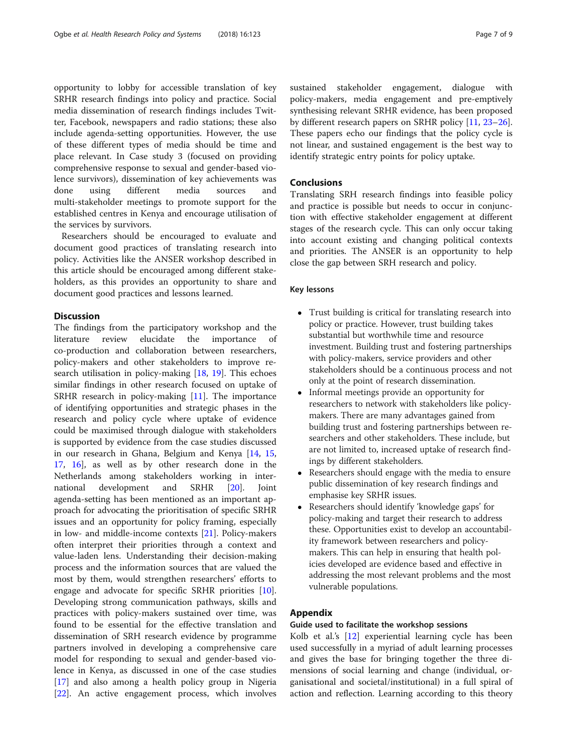opportunity to lobby for accessible translation of key SRHR research findings into policy and practice. Social media dissemination of research findings includes Twitter, Facebook, newspapers and radio stations; these also include agenda-setting opportunities. However, the use of these different types of media should be time and place relevant. In Case study 3 (focused on providing comprehensive response to sexual and gender-based violence survivors), dissemination of key achievements was done using different media sources and multi-stakeholder meetings to promote support for the established centres in Kenya and encourage utilisation of the services by survivors.

Researchers should be encouraged to evaluate and document good practices of translating research into policy. Activities like the ANSER workshop described in this article should be encouraged among different stakeholders, as this provides an opportunity to share and document good practices and lessons learned.

## Discussion

The findings from the participatory workshop and the literature review elucidate the importance of co-production and collaboration between researchers, policy-makers and other stakeholders to improve research utilisation in policy-making [18, 19]. This echoes similar findings in other research focused on uptake of SRHR research in policy-making [11]. The importance of identifying opportunities and strategic phases in the research and policy cycle where uptake of evidence could be maximised through dialogue with stakeholders is supported by evidence from the case studies discussed in our research in Ghana, Belgium and Kenya [14, 15, 17, 16], as well as by other research done in the Netherlands among stakeholders working in international development and SRHR [20]. Joint agenda-setting has been mentioned as an important approach for advocating the prioritisation of specific SRHR issues and an opportunity for policy framing, especially in low- and middle-income contexts [21]. Policy-makers often interpret their priorities through a context and value-laden lens. Understanding their decision-making process and the information sources that are valued the most by them, would strengthen researchers' efforts to engage and advocate for specific SRHR priorities [10]. Developing strong communication pathways, skills and practices with policy-makers sustained over time, was found to be essential for the effective translation and dissemination of SRH research evidence by programme partners involved in developing a comprehensive care model for responding to sexual and gender-based violence in Kenya, as discussed in one of the case studies [17] and also among a health policy group in Nigeria [22]. An active engagement process, which involves sustained stakeholder engagement, dialogue with policy-makers, media engagement and pre-emptively synthesising relevant SRHR evidence, has been proposed by different research papers on SRHR policy [11, 23–26]. These papers echo our findings that the policy cycle is not linear, and sustained engagement is the best way to identify strategic entry points for policy uptake.

## Conclusions

Translating SRH research findings into feasible policy and practice is possible but needs to occur in conjunction with effective stakeholder engagement at different stages of the research cycle. This can only occur taking into account existing and changing political contexts and priorities. The ANSER is an opportunity to help close the gap between SRH research and policy.

### Key lessons

- Trust building is critical for translating research into policy or practice. However, trust building takes substantial but worthwhile time and resource investment. Building trust and fostering partnerships with policy-makers, service providers and other stakeholders should be a continuous process and not only at the point of research dissemination.
- Informal meetings provide an opportunity for researchers to network with stakeholders like policy-makers. There are many advantages gained from building trust and fostering partnerships between researchers and other stakeholders. These include, but are not limited to, increased uptake of research findings by different stakeholders.
- Researchers should engage with the media to ensure public dissemination of key research findings and emphasise key SRHR issues.
- Researchers should identify 'knowledge gaps' for policy-making and target their research to address these. Opportunities exist to develop an accountability framework between researchers and policy-makers. This can help in ensuring that health policies developed are evidence based and effective in addressing the most relevant problems and the most vulnerable populations.

## Appendix

### Guide used to facilitate the workshop sessions

Kolb et al.'s [12] experiential learning cycle has been used successfully in a myriad of adult learning processes and gives the base for bringing together the three dimensions of social learning and change (individual, organisational and societal/institutional) in a full spiral of action and reflection. Learning according to this theory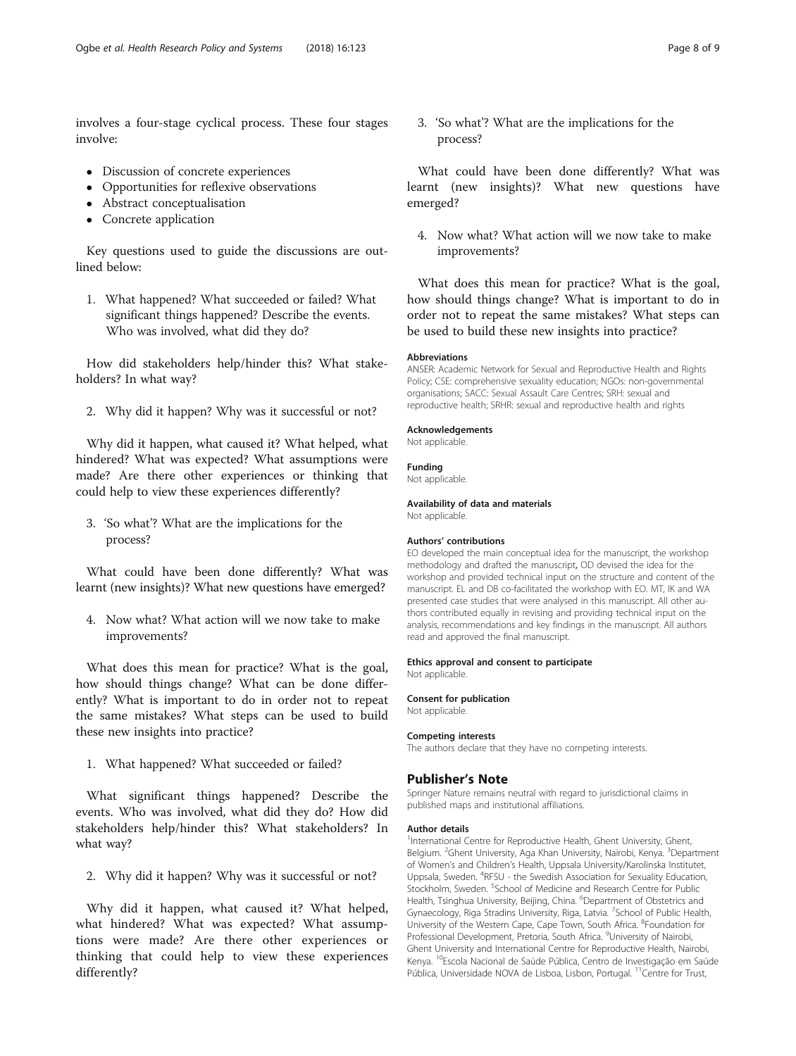involves a four-stage cyclical process. These four stages involve:

- Discussion of concrete experiences
- Opportunities for reflexive observations
- Abstract conceptualisation
- Concrete application

Key questions used to guide the discussions are outlined below:

1. What happened? What succeeded or failed? What significant things happened? Describe the events. Who was involved, what did they do?

How did stakeholders help/hinder this? What stakeholders? In what way?

2. Why did it happen? Why was it successful or not?

Why did it happen, what caused it? What helped, what hindered? What was expected? What assumptions were made? Are there other experiences or thinking that could help to view these experiences differently?

3. 'So what'? What are the implications for the process?

What could have been done differently? What was learnt (new insights)? What new questions have emerged?

4. Now what? What action will we now take to make improvements?

What does this mean for practice? What is the goal, how should things change? What can be done differently? What is important to do in order not to repeat the same mistakes? What steps can be used to build these new insights into practice?

1. What happened? What succeeded or failed?

What significant things happened? Describe the events. Who was involved, what did they do? How did stakeholders help/hinder this? What stakeholders? In what way?

2. Why did it happen? Why was it successful or not?

Why did it happen, what caused it? What helped, what hindered? What was expected? What assumptions were made? Are there other experiences or thinking that could help to view these experiences differently?

3. 'So what'? What are the implications for the process?

What could have been done differently? What was learnt (new insights)? What new questions have emerged?

4. Now what? What action will we now take to make improvements?

What does this mean for practice? What is the goal, how should things change? What is important to do in order not to repeat the same mistakes? What steps can be used to build these new insights into practice?

#### Abbreviations

ANSER: Academic Network for Sexual and Reproductive Health and Rights Policy; CSE: comprehensive sexuality education; NGOs: non-governmental organisations; SACC: Sexual Assault Care Centres; SRH: sexual and reproductive health; SRHR: sexual and reproductive health and rights

#### Acknowledgements

Not applicable.

#### Funding

Not applicable.

#### Availability of data and materials

Not applicable.

#### Authors' contributions

EO developed the main conceptual idea for the manuscript, the workshop methodology and drafted the manuscript, OD devised the idea for the workshop and provided technical input on the structure and content of the manuscript. EL and DB co-facilitated the workshop with EO. MT, IK and WA presented case studies that were analysed in this manuscript. All other authors contributed equally in revising and providing technical input on the analysis, recommendations and key findings in the manuscript. All authors read and approved the final manuscript.

#### Ethics approval and consent to participate

Not applicable.

#### Consent for publication

Not applicable.

#### Competing interests

The authors declare that they have no competing interests.

## Publisher's Note

Springer Nature remains neutral with regard to jurisdictional claims in published maps and institutional affiliations.

#### Author details

[1]International Centre for Reproductive Health, Ghent University, Ghent, Belgium. [2]Ghent University, Aga Khan University, Nairobi, Kenya. [3]Department of Women's and Children's Health, Uppsala University/Karolinska Institutet, Uppsala, Sweden. [4]RFSU - the Swedish Association for Sexuality Education, Stockholm, Sweden. [5]School of Medicine and Research Centre for Public Health, Tsinghua University, Beijing, China. [6]Department of Obstetrics and Gynaecology, Riga Stradins University, Riga, Latvia. [7]School of Public Health, University of the Western Cape, Cape Town, South Africa. [8]Foundation for Professional Development, Pretoria, South Africa. [9]University of Nairobi, Ghent University and International Centre for Reproductive Health, Nairobi, Kenya. [10]Escola Nacional de Saúde Pública, Centro de Investigação em Saúde Pública, Universidade NOVA de Lisboa, Lisbon, Portugal. [11]Centre for Trust,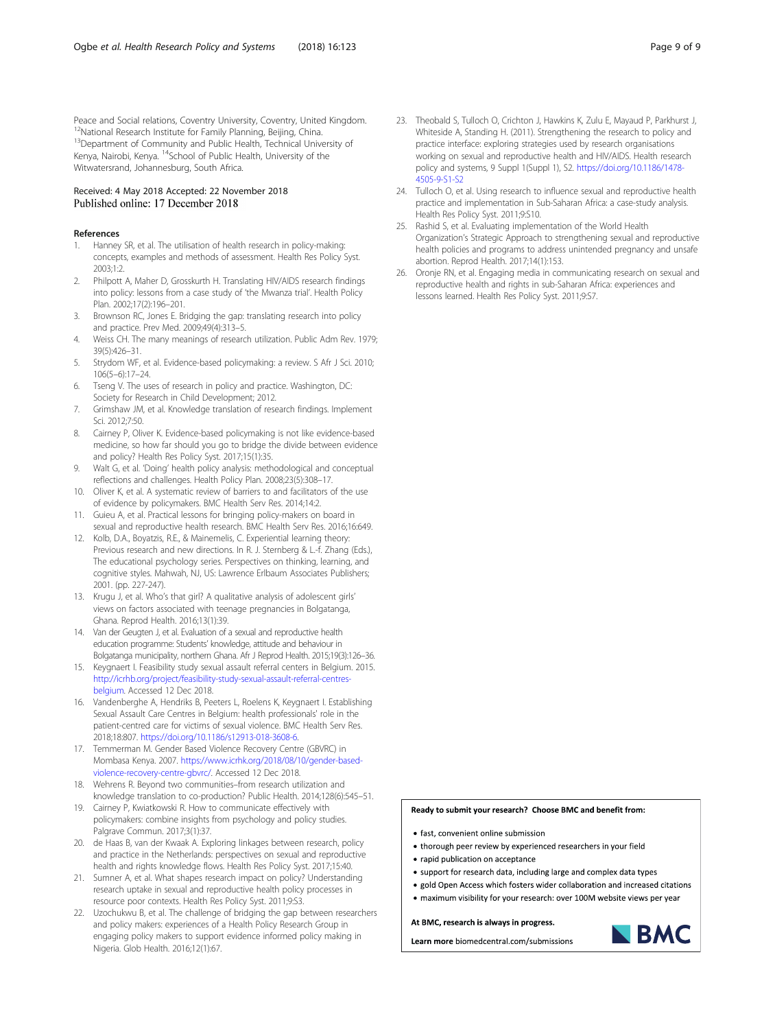Peace and Social relations, Coventry University, Coventry, United Kingdom. [12]National Research Institute for Family Planning, Beijing, China. [13]Department of Community and Public Health, Technical University of Kenya, Nairobi, Kenya. [14]School of Public Health, University of the Witwatersrand, Johannesburg, South Africa.

Received: 4 May 2018 Accepted: 22 November 2018
Published online: 17 December 2018

## References

1. Hanney SR, et al. The utilisation of health research in policy-making: concepts, examples and methods of assessment. Health Res Policy Syst. 2003;1:2.
2. Philpott A, Maher D, Grosskurth H. Translating HIV/AIDS research findings into policy: lessons from a case study of 'the Mwanza trial'. Health Policy Plan. 2002;17(2):196–201.
3. Brownson RC, Jones E. Bridging the gap: translating research into policy and practice. Prev Med. 2009;49(4):313–5.
4. Weiss CH. The many meanings of research utilization. Public Adm Rev. 1979; 39(5):426–31.
5. Strydom WF, et al. Evidence-based policymaking: a review. S Afr J Sci. 2010; 106(5–6):17–24.
6. Tseng V. The uses of research in policy and practice. Washington, DC: Society for Research in Child Development; 2012.
7. Grimshaw JM, et al. Knowledge translation of research findings. Implement Sci. 2012;7:50.
8. Cairney P, Oliver K. Evidence-based policymaking is not like evidence-based medicine, so how far should you go to bridge the divide between evidence and policy? Health Res Policy Syst. 2017;15(1):35.
9. Walt G, et al. 'Doing' health policy analysis: methodological and conceptual reflections and challenges. Health Policy Plan. 2008;23(5):308–17.
10. Oliver K, et al. A systematic review of barriers to and facilitators of the use of evidence by policymakers. BMC Health Serv Res. 2014;14:2.
11. Guieu A, et al. Practical lessons for bringing policy-makers on board in sexual and reproductive health research. BMC Health Serv Res. 2016;16:649.
12. Kolb, D.A., Boyatzis, R.E., & Mainemelis, C. Experiential learning theory: Previous research and new directions. In R. J. Sternberg & L.-f. Zhang (Eds.), The educational psychology series. Perspectives on thinking, learning, and cognitive styles. Mahwah, NJ, US: Lawrence Erlbaum Associates Publishers; 2001. (pp. 227-247).
13. Krugu J, et al. Who's that girl? A qualitative analysis of adolescent girls' views on factors associated with teenage pregnancies in Bolgatanga, Ghana. Reprod Health. 2016;13(1):39.
14. Van der Geugten J, et al. Evaluation of a sexual and reproductive health education programme: Students' knowledge, attitude and behaviour in Bolgatanga municipality, northern Ghana. Afr J Reprod Health. 2015;19(3):126–36.
15. Keygnaert I. Feasibility study sexual assault referral centers in Belgium. 2015. http://icrhb.org/project/feasibility-study-sexual-assault-referral-centres-belgium. Accessed 12 Dec 2018.
16. Vandenberghe A, Hendriks B, Peeters L, Roelens K, Keygnaert I. Establishing Sexual Assault Care Centres in Belgium: health professionals' role in the patient-centred care for victims of sexual violence. BMC Health Serv Res. 2018;18:807. https://doi.org/10.1186/s12913-018-3608-6.
17. Temmerman M. Gender Based Violence Recovery Centre (GBVRC) in Mombasa Kenya. 2007. https://www.icrhk.org/2018/08/10/gender-based-violence-recovery-centre-gbvrc/. Accessed 12 Dec 2018.
18. Wehrens R. Beyond two communities–from research utilization and knowledge translation to co-production? Public Health. 2014;128(6):545–51.
19. Cairney P, Kwiatkowski R. How to communicate effectively with policymakers: combine insights from psychology and policy studies. Palgrave Commun. 2017;3(1):37.
20. de Haas B, van der Kwaak A. Exploring linkages between research, policy and practice in the Netherlands: perspectives on sexual and reproductive health and rights knowledge flows. Health Res Policy Syst. 2017;15:40.
21. Sumner A, et al. What shapes research impact on policy? Understanding research uptake in sexual and reproductive health policy processes in resource poor contexts. Health Res Policy Syst. 2011;9:S3.
22. Uzochukwu B, et al. The challenge of bridging the gap between researchers and policy makers: experiences of a Health Policy Research Group in engaging policy makers to support evidence informed policy making in Nigeria. Glob Health. 2016;12(1):67.
23. Theobald S, Tulloch O, Crichton J, Hawkins K, Zulu E, Mayaud P, Parkhurst J, Whiteside A, Standing H. (2011). Strengthening the research to policy and practice interface: exploring strategies used by research organisations working on sexual and reproductive health and HIV/AIDS. Health research policy and systems, 9 Suppl 1(Suppl 1), S2. https://doi.org/10.1186/1478-4505-9-S1-S2
24. Tulloch O, et al. Using research to influence sexual and reproductive health practice and implementation in Sub-Saharan Africa: a case-study analysis. Health Res Policy Syst. 2011;9:S10.
25. Rashid S, et al. Evaluating implementation of the World Health Organization's Strategic Approach to strengthening sexual and reproductive health policies and programs to address unintended pregnancy and unsafe abortion. Reprod Health. 2017;14(1):153.
26. Oronje RN, et al. Engaging media in communicating research on sexual and reproductive health and rights in sub-Saharan Africa: experiences and lessons learned. Health Res Policy Syst. 2011;9:S7.

**Ready to submit your research? Choose BMC and benefit from:**

- fast, convenient online submission
- thorough peer review by experienced researchers in your field
- rapid publication on acceptance
- support for research data, including large and complex data types
- gold Open Access which fosters wider collaboration and increased citations
- maximum visibility for your research: over 100M website views per year

**At BMC, research is always in progress.**

**Learn more** biomedcentral.com/submissions

BMC